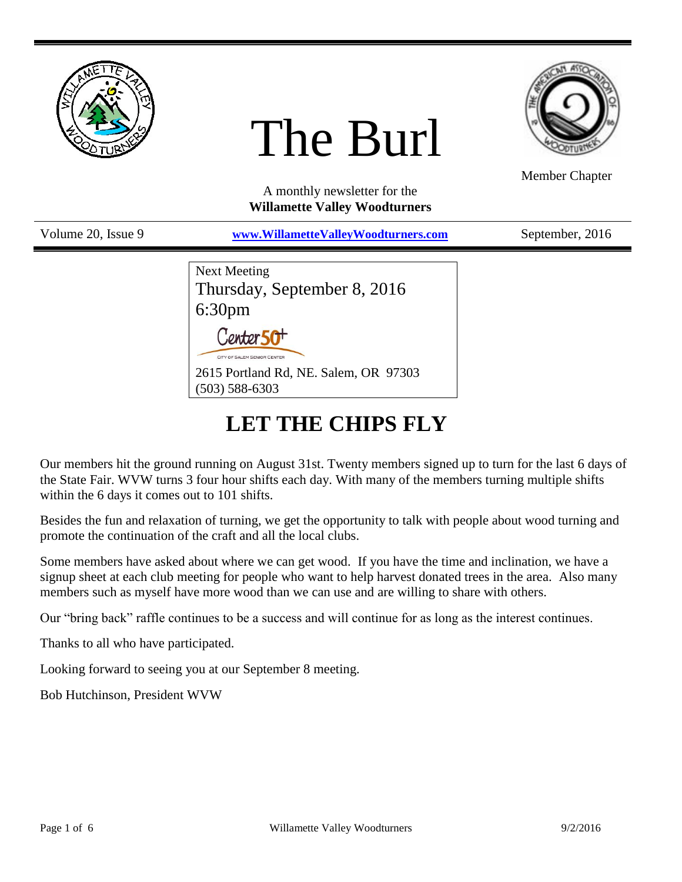# The Burl

Member Chapter

A monthly newsletter for the
**Willamette Valley Woodturners**

Volume 20, Issue 9 | **www.WillametteValleyWoodturners.com** | September, 2016

Next Meeting
Thursday, September 8, 2016
6:30pm

Center 50+
CITY OF SALEM SENIOR CENTER

2615 Portland Rd, NE. Salem, OR 97303
(503) 588-6303

## LET THE CHIPS FLY

Our members hit the ground running on August 31st. Twenty members signed up to turn for the last 6 days of the State Fair. WVW turns 3 four hour shifts each day. With many of the members turning multiple shifts within the 6 days it comes out to 101 shifts.

Besides the fun and relaxation of turning, we get the opportunity to talk with people about wood turning and promote the continuation of the craft and all the local clubs.

Some members have asked about where we can get wood. If you have the time and inclination, we have a signup sheet at each club meeting for people who want to help harvest donated trees in the area. Also many members such as myself have more wood than we can use and are willing to share with others.

Our "bring back" raffle continues to be a success and will continue for as long as the interest continues.

Thanks to all who have participated.

Looking forward to seeing you at our September 8 meeting.

Bob Hutchinson, President WVW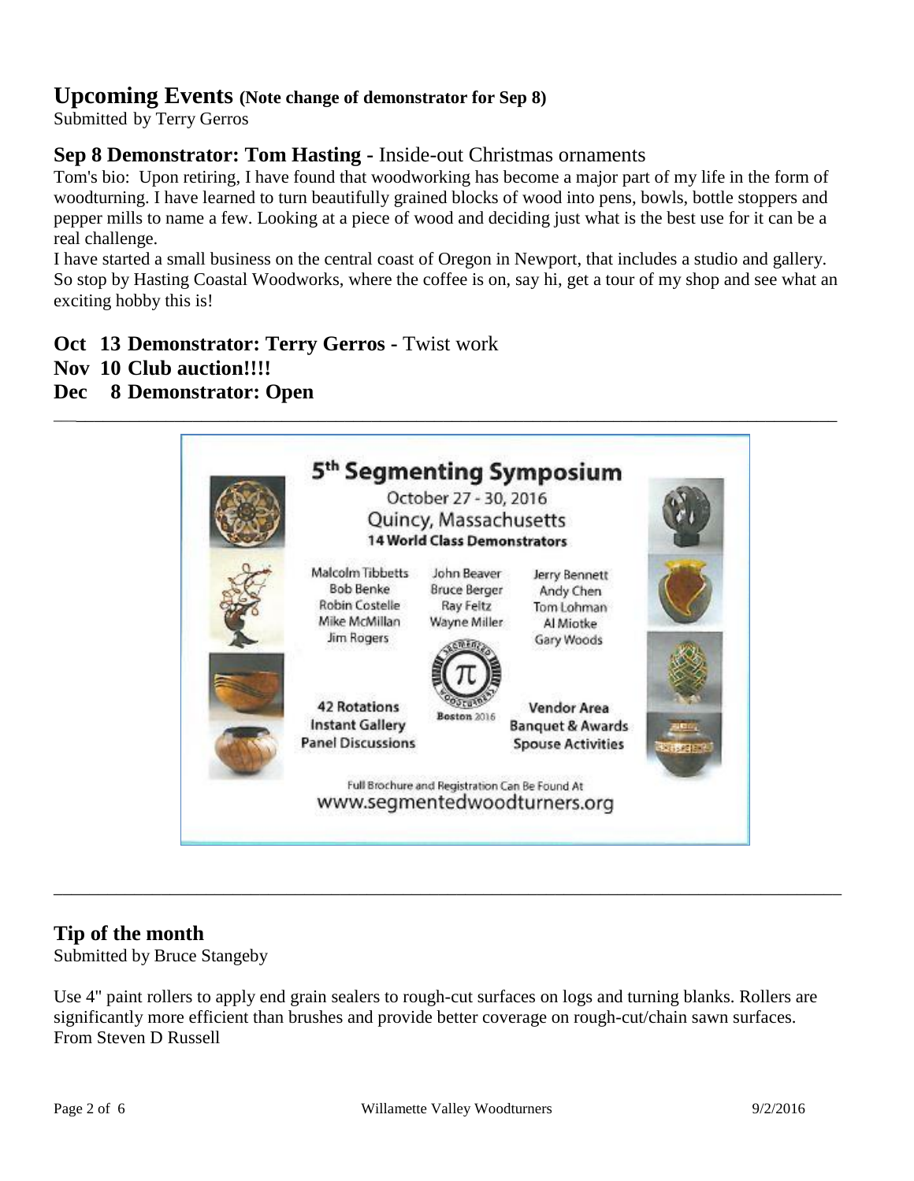## Upcoming Events (Note change of demonstrator for Sep 8)

Submitted by Terry Gerros

### Sep 8 Demonstrator: Tom Hasting - Inside-out Christmas ornaments

Tom's bio: Upon retiring, I have found that woodworking has become a major part of my life in the form of woodturning. I have learned to turn beautifully grained blocks of wood into pens, bowls, bottle stoppers and pepper mills to name a few. Looking at a piece of wood and deciding just what is the best use for it can be a real challenge.

I have started a small business on the central coast of Oregon in Newport, that includes a studio and gallery. So stop by Hasting Coastal Woodworks, where the coffee is on, say hi, get a tour of my shop and see what an exciting hobby this is!

**Oct 13 Demonstrator: Terry Gerros -** Twist work
**Nov 10 Club auction!!!!**
**Dec 8 Demonstrator: Open**

---

**5th Segmenting Symposium**

October 27 - 30, 2016
Quincy, Massachusetts
**14 World Class Demonstrators**

Malcolm Tibbetts
Bob Benke
Robin Costelle
Mike McMillan
Jim Rogers

John Beaver
Bruce Berger
Ray Feltz
Wayne Miller

Jerry Bennett
Andy Chen
Tom Lohman
Al Miotke
Gary Woods

**42 Rotations**
**Instant Gallery**
**Panel Discussions**

**Vendor Area**
**Banquet & Awards**
**Spouse Activities**

Full Brochure and Registration Can Be Found At
www.segmentedwoodturners.org

---

## Tip of the month

Submitted by Bruce Stangeby

Use 4" paint rollers to apply end grain sealers to rough-cut surfaces on logs and turning blanks. Rollers are significantly more efficient than brushes and provide better coverage on rough-cut/chain sawn surfaces.
From Steven D Russell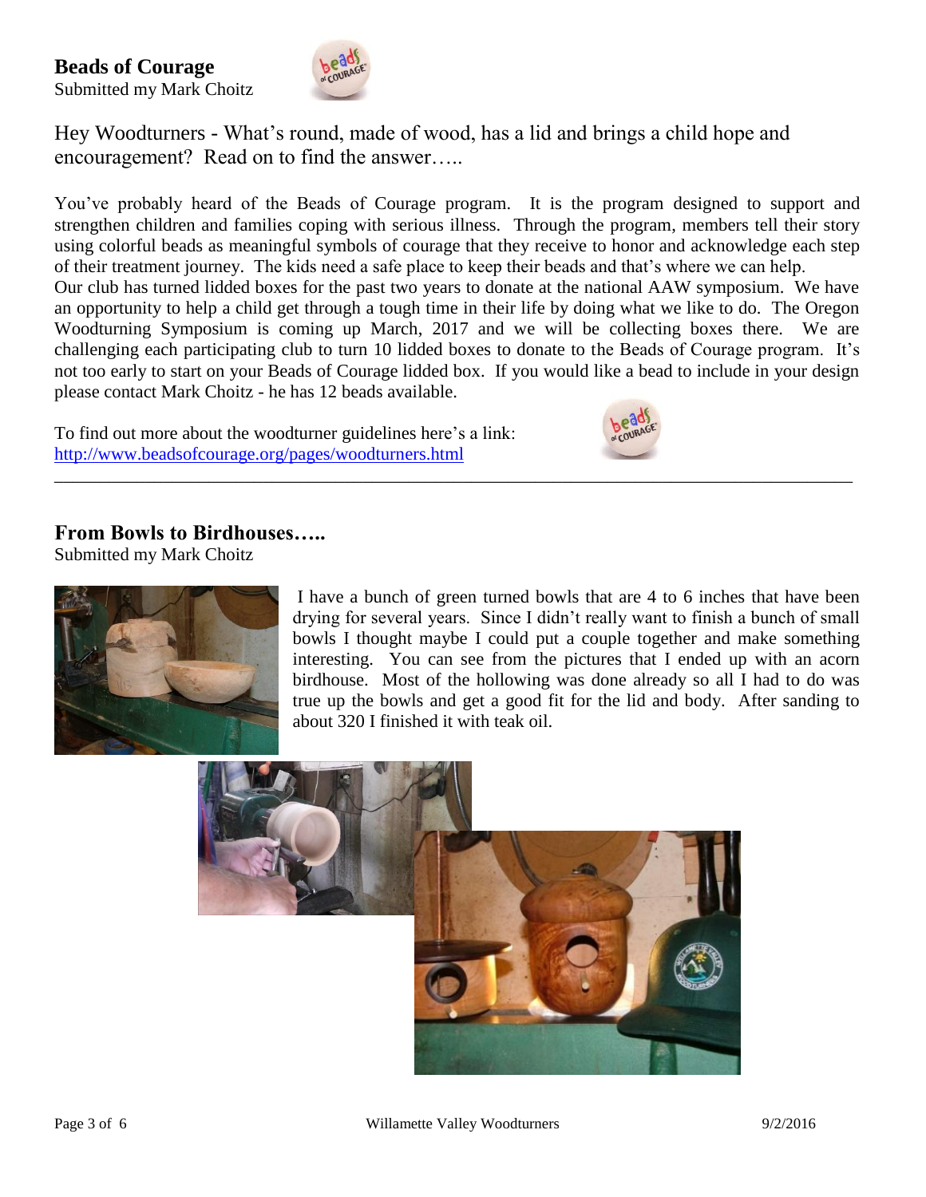## Beads of Courage

Submitted my Mark Choitz

Hey Woodturners - What's round, made of wood, has a lid and brings a child hope and encouragement? Read on to find the answer…..

You've probably heard of the Beads of Courage program. It is the program designed to support and strengthen children and families coping with serious illness. Through the program, members tell their story using colorful beads as meaningful symbols of courage that they receive to honor and acknowledge each step of their treatment journey. The kids need a safe place to keep their beads and that's where we can help.

Our club has turned lidded boxes for the past two years to donate at the national AAW symposium. We have an opportunity to help a child get through a tough time in their life by doing what we like to do. The Oregon Woodturning Symposium is coming up March, 2017 and we will be collecting boxes there. We are challenging each participating club to turn 10 lidded boxes to donate to the Beads of Courage program. It's not too early to start on your Beads of Courage lidded box. If you would like a bead to include in your design please contact Mark Choitz - he has 12 beads available.

To find out more about the woodturner guidelines here's a link: [http://www.beadsofcourage.org/pages/woodturners.html](http://www.beadsofcourage.org/pages/woodturners.html)

---

## From Bowls to Birdhouses…..

Submitted my Mark Choitz

I have a bunch of green turned bowls that are 4 to 6 inches that have been drying for several years. Since I didn't really want to finish a bunch of small bowls I thought maybe I could put a couple together and make something interesting. You can see from the pictures that I ended up with an acorn birdhouse. Most of the hollowing was done already so all I had to do was true up the bowls and get a good fit for the lid and body. After sanding to about 320 I finished it with teak oil.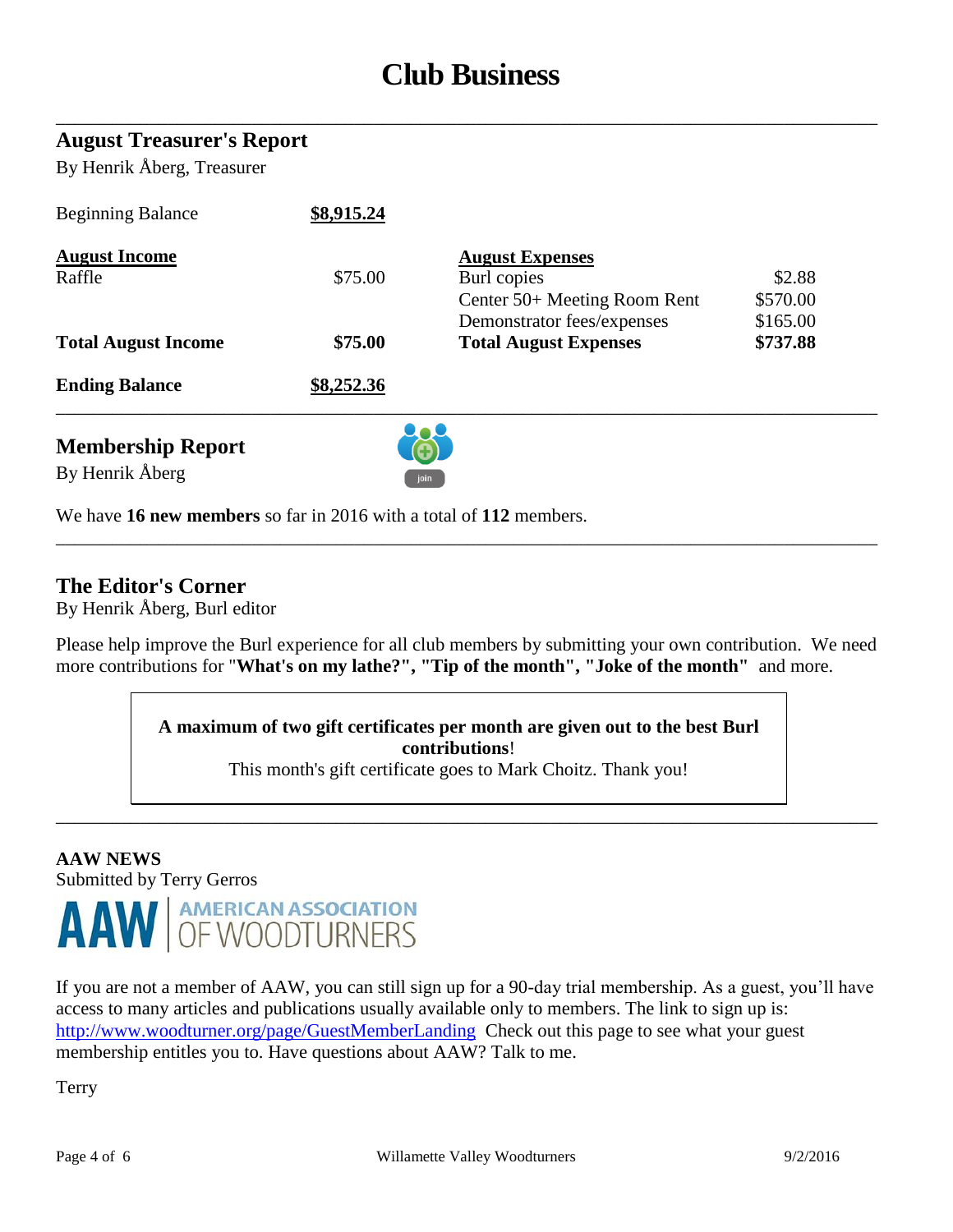# Club Business

## August Treasurer's Report

By Henrik Åberg, Treasurer

| | | | |
|---|---|---|---|
| Beginning Balance | **$8,915.24** | | |
| **August Income** | | **August Expenses** | |
| Raffle | $75.00 | Burl copies | $2.88 |
| | | Center 50+ Meeting Room Rent | $570.00 |
| | | Demonstrator fees/expenses | $165.00 |
| **Total August Income** | **$75.00** | **Total August Expenses** | **$737.88** |
| **Ending Balance** | **$8,252.36** | | |

## Membership Report

By Henrik Åberg

We have **16 new members** so far in 2016 with a total of **112** members.

## The Editor's Corner

By Henrik Åberg, Burl editor

Please help improve the Burl experience for all club members by submitting your own contribution. We need more contributions for "**What's on my lathe?", "Tip of the month", "Joke of the month"** and more.

> **A maximum of two gift certificates per month are given out to the best Burl contributions**!
> This month's gift certificate goes to Mark Choitz. Thank you!

## AAW NEWS

Submitted by Terry Gerros

AAW | AMERICAN ASSOCIATION OF WOODTURNERS

If you are not a member of AAW, you can still sign up for a 90-day trial membership. As a guest, you'll have access to many articles and publications usually available only to members. The link to sign up is: http://www.woodturner.org/page/GuestMemberLanding Check out this page to see what your guest membership entitles you to. Have questions about AAW? Talk to me.

Terry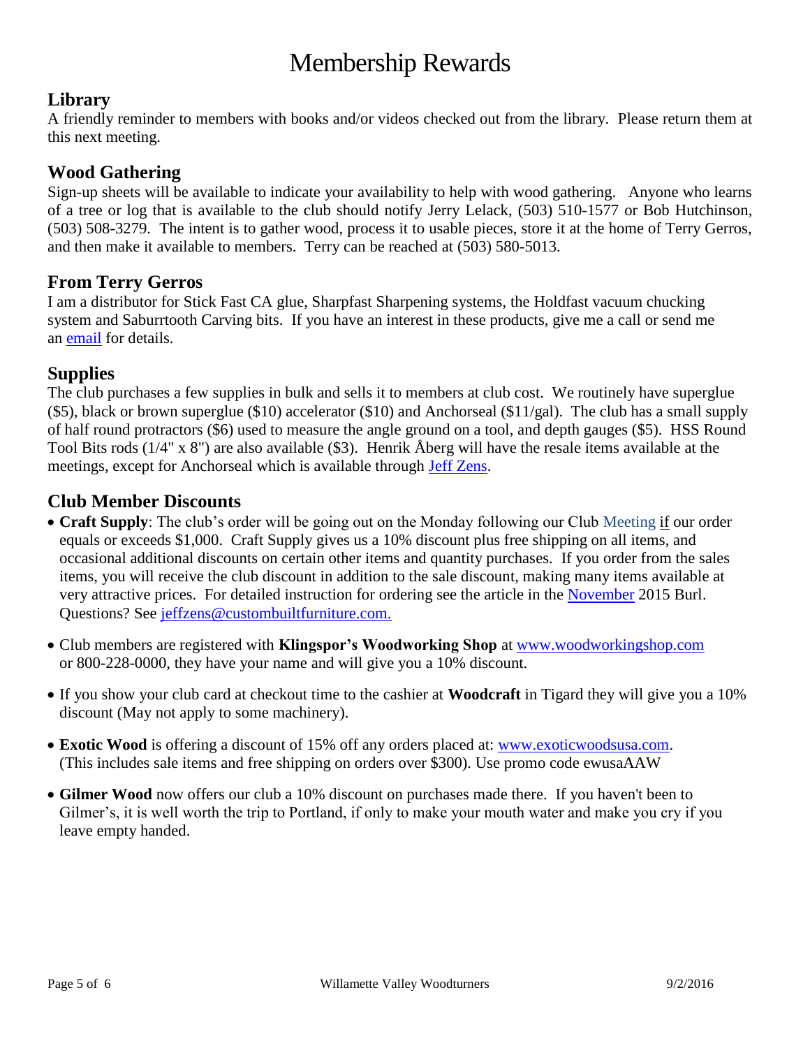# Membership Rewards

## Library

A friendly reminder to members with books and/or videos checked out from the library. Please return them at this next meeting.

## Wood Gathering

Sign-up sheets will be available to indicate your availability to help with wood gathering. Anyone who learns of a tree or log that is available to the club should notify Jerry Lelack, (503) 510-1577 or Bob Hutchinson, (503) 508-3279. The intent is to gather wood, process it to usable pieces, store it at the home of Terry Gerros, and then make it available to members. Terry can be reached at (503) 580-5013.

## From Terry Gerros

I am a distributor for Stick Fast CA glue, Sharpfast Sharpening systems, the Holdfast vacuum chucking system and Saburrtooth Carving bits. If you have an interest in these products, give me a call or send me an email for details.

## Supplies

The club purchases a few supplies in bulk and sells it to members at club cost. We routinely have superglue ($5), black or brown superglue ($10) accelerator ($10) and Anchorseal ($11/gal). The club has a small supply of half round protractors ($6) used to measure the angle ground on a tool, and depth gauges ($5). HSS Round Tool Bits rods (1/4" x 8") are also available ($3). Henrik Åberg will have the resale items available at the meetings, except for Anchorseal which is available through Jeff Zens.

## Club Member Discounts

- **Craft Supply**: The club's order will be going out on the Monday following our Club Meeting if our order equals or exceeds $1,000. Craft Supply gives us a 10% discount plus free shipping on all items, and occasional additional discounts on certain other items and quantity purchases. If you order from the sales items, you will receive the club discount in addition to the sale discount, making many items available at very attractive prices. For detailed instruction for ordering see the article in the November 2015 Burl. Questions? See jeffzens@custombuiltfurniture.com.
- Club members are registered with **Klingspor's Woodworking Shop** at www.woodworkingshop.com or 800-228-0000, they have your name and will give you a 10% discount.
- If you show your club card at checkout time to the cashier at **Woodcraft** in Tigard they will give you a 10% discount (May not apply to some machinery).
- **Exotic Wood** is offering a discount of 15% off any orders placed at: www.exoticwoodsusa.com. (This includes sale items and free shipping on orders over $300). Use promo code ewusaAAW
- **Gilmer Wood** now offers our club a 10% discount on purchases made there. If you haven't been to Gilmer's, it is well worth the trip to Portland, if only to make your mouth water and make you cry if you leave empty handed.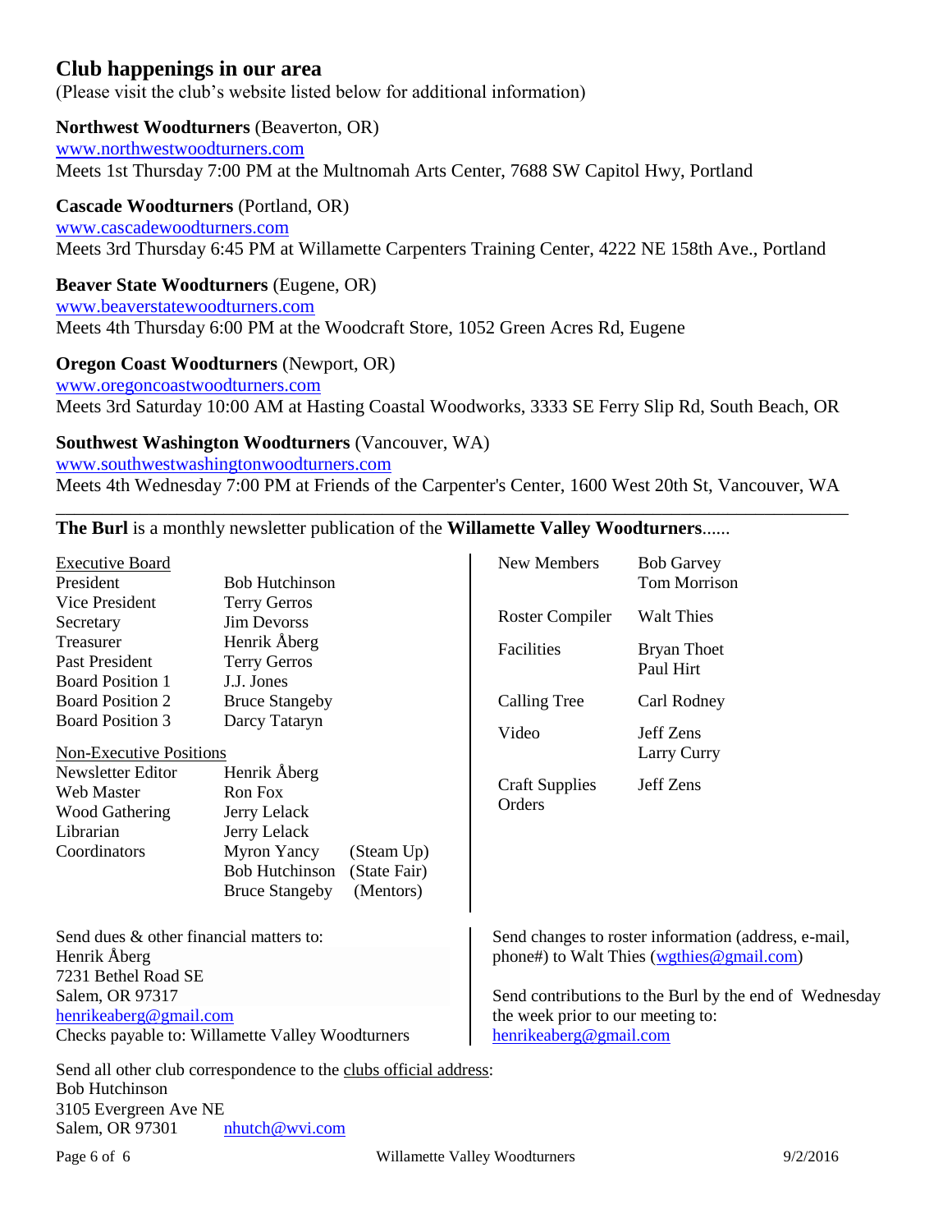## Club happenings in our area

(Please visit the club's website listed below for additional information)

**Northwest Woodturners** (Beaverton, OR)
www.northwestwoodturners.com
Meets 1st Thursday 7:00 PM at the Multnomah Arts Center, 7688 SW Capitol Hwy, Portland

**Cascade Woodturners** (Portland, OR)
www.cascadewoodturners.com
Meets 3rd Thursday 6:45 PM at Willamette Carpenters Training Center, 4222 NE 158th Ave., Portland

**Beaver State Woodturners** (Eugene, OR)
www.beaverstatewoodturners.com
Meets 4th Thursday 6:00 PM at the Woodcraft Store, 1052 Green Acres Rd, Eugene

**Oregon Coast Woodturners** (Newport, OR)
www.oregoncoastwoodturners.com
Meets 3rd Saturday 10:00 AM at Hasting Coastal Woodworks, 3333 SE Ferry Slip Rd, South Beach, OR

**Southwest Washington Woodturners** (Vancouver, WA)
www.southwestwashingtonwoodturners.com
Meets 4th Wednesday 7:00 PM at Friends of the Carpenter's Center, 1600 West 20th St, Vancouver, WA

---

**The Burl** is a monthly newsletter publication of the **Willamette Valley Woodturners**......

| Executive Board | | |
|---|---|---|
| President | Bob Hutchinson | |
| Vice President | Terry Gerros | |
| Secretary | Jim Devorss | |
| Treasurer | Henrik Åberg | |
| Past President | Terry Gerros | |
| Board Position 1 | J.J. Jones | |
| Board Position 2 | Bruce Stangeby | |
| Board Position 3 | Darcy Tataryn | |
| **Non-Executive Positions** | | |
| Newsletter Editor | Henrik Åberg | |
| Web Master | Ron Fox | |
| Wood Gathering | Jerry Lelack | |
| Librarian | Jerry Lelack | |
| Coordinators | Myron Yancy | (Steam Up) |
| | Bob Hutchinson | (State Fair) |
| | Bruce Stangeby | (Mentors) |

| | |
|---|---|
| New Members | Bob Garvey, Tom Morrison |
| Roster Compiler | Walt Thies |
| Facilities | Bryan Thoet, Paul Hirt |
| Calling Tree | Carl Rodney |
| Video | Jeff Zens, Larry Curry |
| Craft Supplies Orders | Jeff Zens |

Send dues & other financial matters to:
Henrik Åberg
7231 Bethel Road SE
Salem, OR 97317
henrikeaberg@gmail.com
Checks payable to: Willamette Valley Woodturners

Send changes to roster information (address, e-mail, phone#) to Walt Thies (wgthies@gmail.com)

Send contributions to the Burl by the end of Wednesday the week prior to our meeting to:
henrikeaberg@gmail.com

Send all other club correspondence to the clubs official address:
Bob Hutchinson
3105 Evergreen Ave NE
Salem, OR 97301 nhutch@wvi.com